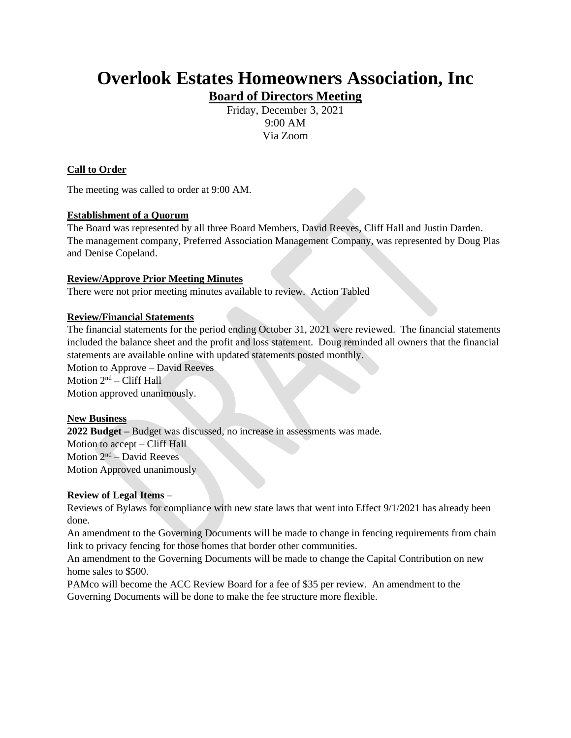# Overlook Estates Homeowners Association, Inc

## Board of Directors Meeting

Friday, December 3, 2021
9:00 AM
Via Zoom

**Call to Order**

The meeting was called to order at 9:00 AM.

**Establishment of a Quorum**

The Board was represented by all three Board Members, David Reeves, Cliff Hall and Justin Darden. The management company, Preferred Association Management Company, was represented by Doug Plas and Denise Copeland.

**Review/Approve Prior Meeting Minutes**

There were not prior meeting minutes available to review. Action Tabled

**Review/Financial Statements**

The financial statements for the period ending October 31, 2021 were reviewed. The financial statements included the balance sheet and the profit and loss statement. Doug reminded all owners that the financial statements are available online with updated statements posted monthly.
Motion to Approve – David Reeves
Motion 2nd – Cliff Hall
Motion approved unanimously.

**New Business**

**2022 Budget –** Budget was discussed, no increase in assessments was made.
Motion to accept – Cliff Hall
Motion 2nd – David Reeves
Motion Approved unanimously

**Review of Legal Items** –

Reviews of Bylaws for compliance with new state laws that went into Effect 9/1/2021 has already been done.
An amendment to the Governing Documents will be made to change in fencing requirements from chain link to privacy fencing for those homes that border other communities.
An amendment to the Governing Documents will be made to change the Capital Contribution on new home sales to $500.
PAMco will become the ACC Review Board for a fee of $35 per review. An amendment to the Governing Documents will be done to make the fee structure more flexible.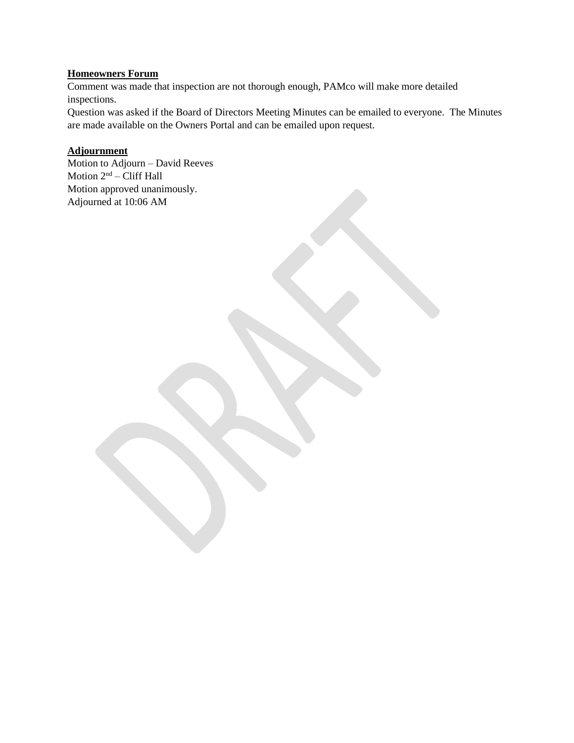**Homeowners Forum**

Comment was made that inspection are not thorough enough, PAMco will make more detailed inspections.

Question was asked if the Board of Directors Meeting Minutes can be emailed to everyone. The Minutes are made available on the Owners Portal and can be emailed upon request.

**Adjournment**

Motion to Adjourn – David Reeves
Motion 2nd – Cliff Hall
Motion approved unanimously.
Adjourned at 10:06 AM